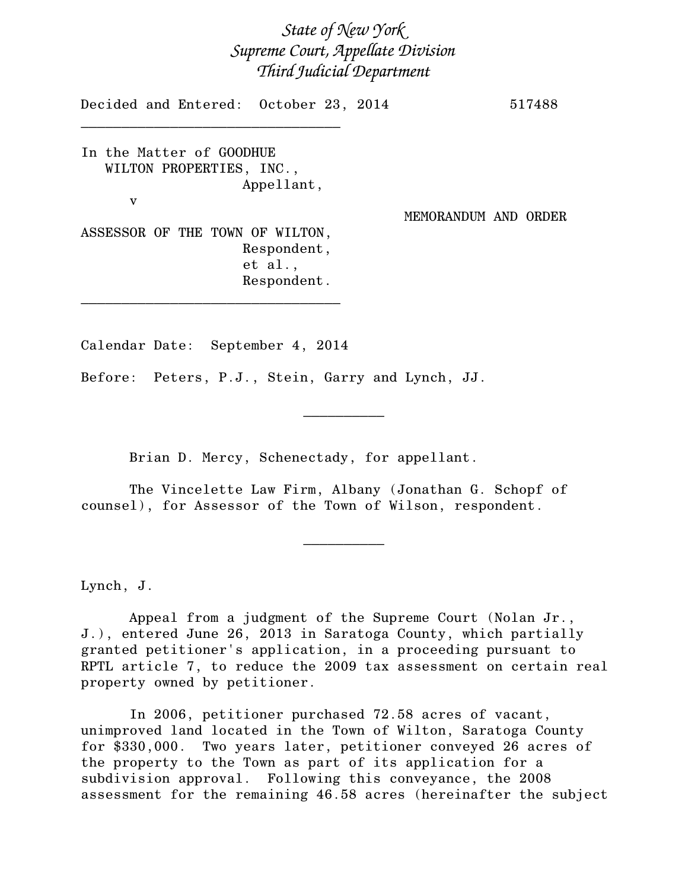*State of New York*
*Supreme Court, Appellate Division*
*Third Judicial Department*

Decided and Entered: October 23, 2014 517488

---

In the Matter of GOODHUE WILTON PROPERTIES, INC.,
Appellant,

v

ASSESSOR OF THE TOWN OF WILTON,
Respondent,
et al.,
Respondent.

MEMORANDUM AND ORDER

---

Calendar Date: September 4, 2014

Before: Peters, P.J., Stein, Garry and Lynch, JJ.

---

Brian D. Mercy, Schenectady, for appellant.

The Vincelette Law Firm, Albany (Jonathan G. Schopf of counsel), for Assessor of the Town of Wilson, respondent.

---

Lynch, J.

Appeal from a judgment of the Supreme Court (Nolan Jr., J.), entered June 26, 2013 in Saratoga County, which partially granted petitioner's application, in a proceeding pursuant to RPTL article 7, to reduce the 2009 tax assessment on certain real property owned by petitioner.

In 2006, petitioner purchased 72.58 acres of vacant, unimproved land located in the Town of Wilton, Saratoga County for $330,000. Two years later, petitioner conveyed 26 acres of the property to the Town as part of its application for a subdivision approval. Following this conveyance, the 2008 assessment for the remaining 46.58 acres (hereinafter the subject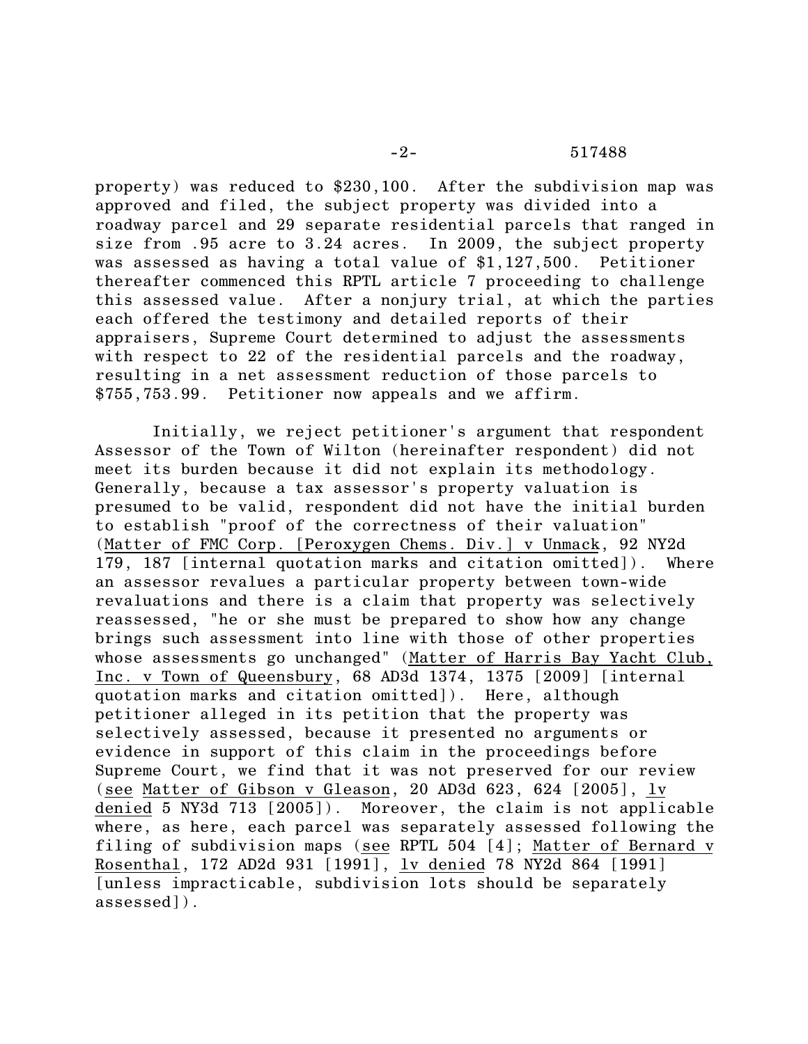property) was reduced to $230,100. After the subdivision map was approved and filed, the subject property was divided into a roadway parcel and 29 separate residential parcels that ranged in size from .95 acre to 3.24 acres. In 2009, the subject property was assessed as having a total value of $1,127,500. Petitioner thereafter commenced this RPTL article 7 proceeding to challenge this assessed value. After a nonjury trial, at which the parties each offered the testimony and detailed reports of their appraisers, Supreme Court determined to adjust the assessments with respect to 22 of the residential parcels and the roadway, resulting in a net assessment reduction of those parcels to $755,753.99. Petitioner now appeals and we affirm.

Initially, we reject petitioner's argument that respondent Assessor of the Town of Wilton (hereinafter respondent) did not meet its burden because it did not explain its methodology. Generally, because a tax assessor's property valuation is presumed to be valid, respondent did not have the initial burden to establish "proof of the correctness of their valuation" (Matter of FMC Corp. [Peroxygen Chems. Div.] v Unmack, 92 NY2d 179, 187 [internal quotation marks and citation omitted]). Where an assessor revalues a particular property between town-wide revaluations and there is a claim that property was selectively reassessed, "he or she must be prepared to show how any change brings such assessment into line with those of other properties whose assessments go unchanged" (Matter of Harris Bay Yacht Club, Inc. v Town of Queensbury, 68 AD3d 1374, 1375 [2009] [internal quotation marks and citation omitted]). Here, although petitioner alleged in its petition that the property was selectively assessed, because it presented no arguments or evidence in support of this claim in the proceedings before Supreme Court, we find that it was not preserved for our review (see Matter of Gibson v Gleason, 20 AD3d 623, 624 [2005], lv denied 5 NY3d 713 [2005]). Moreover, the claim is not applicable where, as here, each parcel was separately assessed following the filing of subdivision maps (see RPTL 504 [4]; Matter of Bernard v Rosenthal, 172 AD2d 931 [1991], lv denied 78 NY2d 864 [1991] [unless impracticable, subdivision lots should be separately assessed]).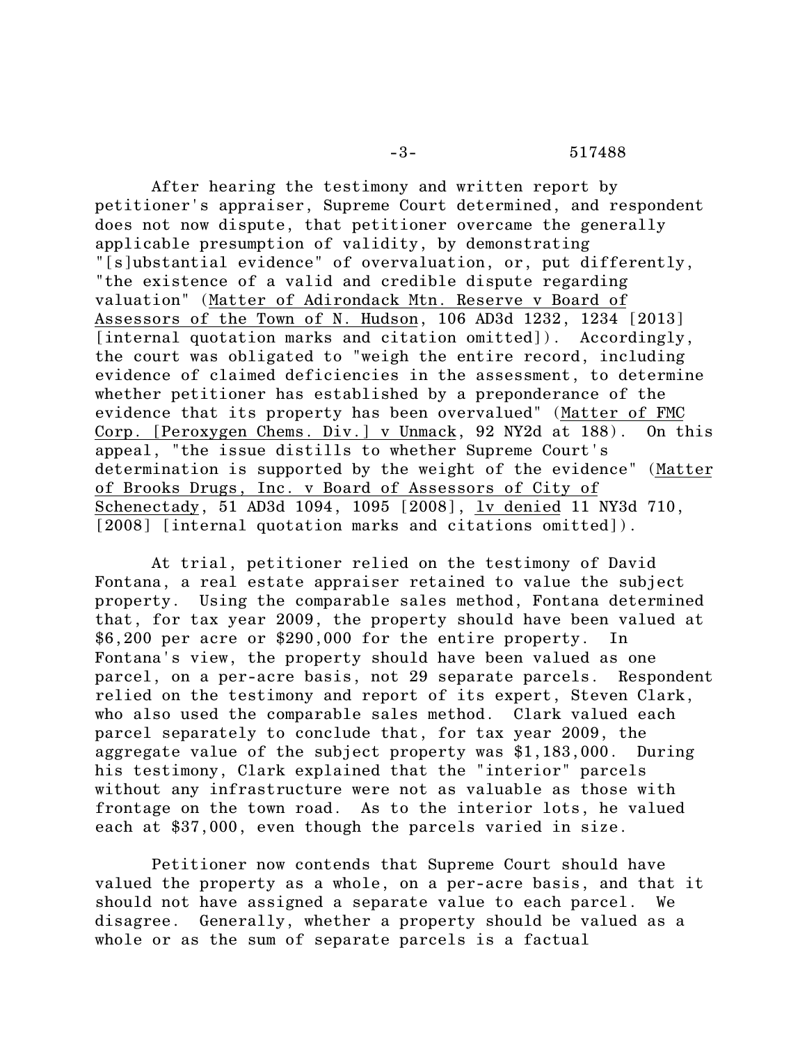After hearing the testimony and written report by petitioner's appraiser, Supreme Court determined, and respondent does not now dispute, that petitioner overcame the generally applicable presumption of validity, by demonstrating "[s]ubstantial evidence" of overvaluation, or, put differently, "the existence of a valid and credible dispute regarding valuation" (Matter of Adirondack Mtn. Reserve v Board of Assessors of the Town of N. Hudson, 106 AD3d 1232, 1234 [2013] [internal quotation marks and citation omitted]). Accordingly, the court was obligated to "weigh the entire record, including evidence of claimed deficiencies in the assessment, to determine whether petitioner has established by a preponderance of the evidence that its property has been overvalued" (Matter of FMC Corp. [Peroxygen Chems. Div.] v Unmack, 92 NY2d at 188). On this appeal, "the issue distills to whether Supreme Court's determination is supported by the weight of the evidence" (Matter of Brooks Drugs, Inc. v Board of Assessors of City of Schenectady, 51 AD3d 1094, 1095 [2008], lv denied 11 NY3d 710, [2008] [internal quotation marks and citations omitted]).

At trial, petitioner relied on the testimony of David Fontana, a real estate appraiser retained to value the subject property. Using the comparable sales method, Fontana determined that, for tax year 2009, the property should have been valued at $6,200 per acre or $290,000 for the entire property. In Fontana's view, the property should have been valued as one parcel, on a per-acre basis, not 29 separate parcels. Respondent relied on the testimony and report of its expert, Steven Clark, who also used the comparable sales method. Clark valued each parcel separately to conclude that, for tax year 2009, the aggregate value of the subject property was $1,183,000. During his testimony, Clark explained that the "interior" parcels without any infrastructure were not as valuable as those with frontage on the town road. As to the interior lots, he valued each at $37,000, even though the parcels varied in size.

Petitioner now contends that Supreme Court should have valued the property as a whole, on a per-acre basis, and that it should not have assigned a separate value to each parcel. We disagree. Generally, whether a property should be valued as a whole or as the sum of separate parcels is a factual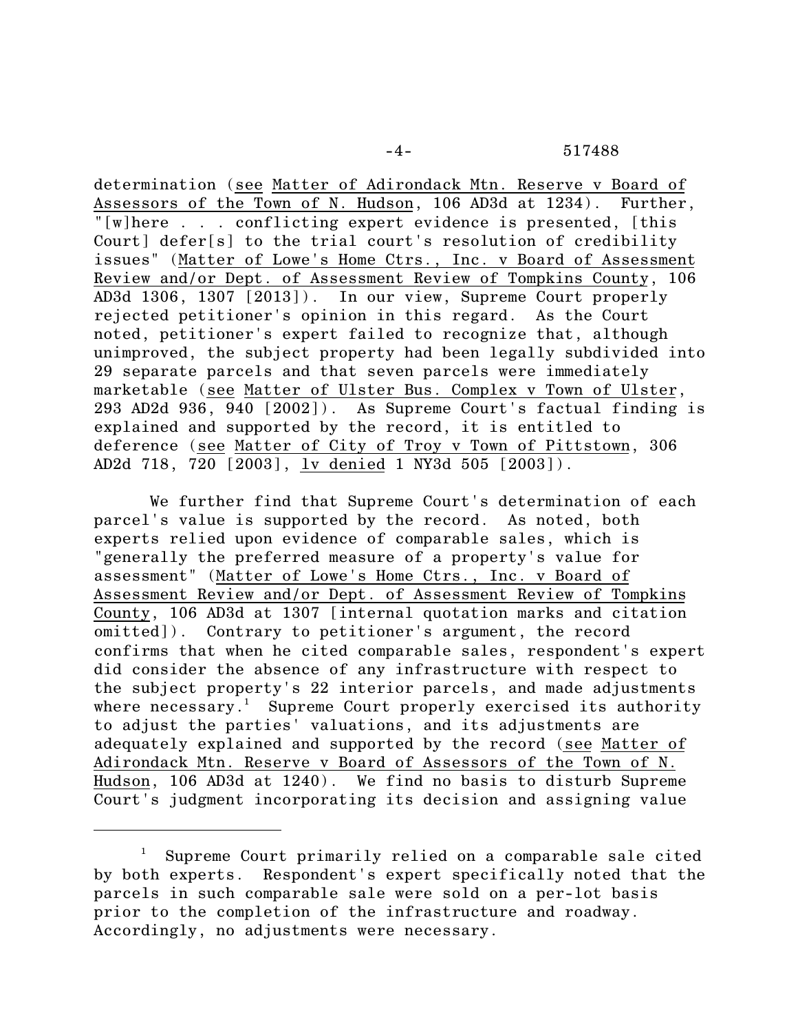determination (see Matter of Adirondack Mtn. Reserve v Board of Assessors of the Town of N. Hudson, 106 AD3d at 1234). Further, "[w]here . . . conflicting expert evidence is presented, [this Court] defer[s] to the trial court's resolution of credibility issues" (Matter of Lowe's Home Ctrs., Inc. v Board of Assessment Review and/or Dept. of Assessment Review of Tompkins County, 106 AD3d 1306, 1307 [2013]). In our view, Supreme Court properly rejected petitioner's opinion in this regard. As the Court noted, petitioner's expert failed to recognize that, although unimproved, the subject property had been legally subdivided into 29 separate parcels and that seven parcels were immediately marketable (see Matter of Ulster Bus. Complex v Town of Ulster, 293 AD2d 936, 940 [2002]). As Supreme Court's factual finding is explained and supported by the record, it is entitled to deference (see Matter of City of Troy v Town of Pittstown, 306 AD2d 718, 720 [2003], lv denied 1 NY3d 505 [2003]).

We further find that Supreme Court's determination of each parcel's value is supported by the record. As noted, both experts relied upon evidence of comparable sales, which is "generally the preferred measure of a property's value for assessment" (Matter of Lowe's Home Ctrs., Inc. v Board of Assessment Review and/or Dept. of Assessment Review of Tompkins County, 106 AD3d at 1307 [internal quotation marks and citation omitted]). Contrary to petitioner's argument, the record confirms that when he cited comparable sales, respondent's expert did consider the absence of any infrastructure with respect to the subject property's 22 interior parcels, and made adjustments where necessary.[1] Supreme Court properly exercised its authority to adjust the parties' valuations, and its adjustments are adequately explained and supported by the record (see Matter of Adirondack Mtn. Reserve v Board of Assessors of the Town of N. Hudson, 106 AD3d at 1240). We find no basis to disturb Supreme Court's judgment incorporating its decision and assigning value

---

[1] Supreme Court primarily relied on a comparable sale cited by both experts. Respondent's expert specifically noted that the parcels in such comparable sale were sold on a per-lot basis prior to the completion of the infrastructure and roadway. Accordingly, no adjustments were necessary.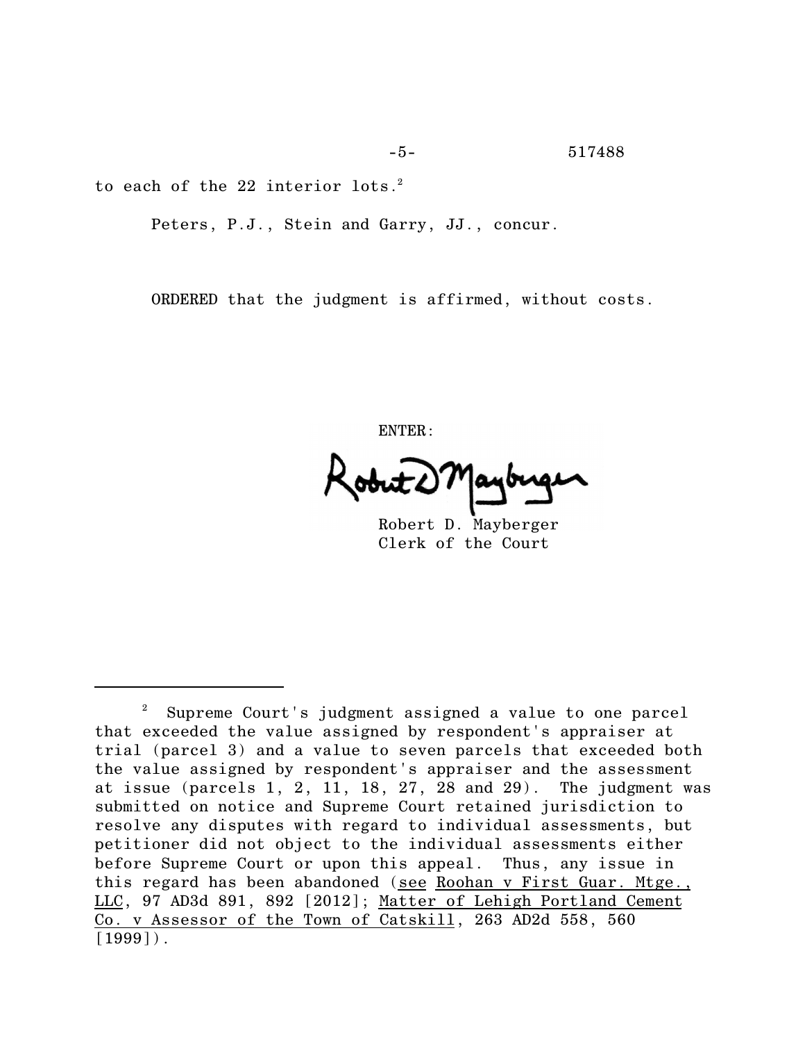to each of the 22 interior lots.[2]

Peters, P.J., Stein and Garry, JJ., concur.

ORDERED that the judgment is affirmed, without costs.

ENTER:

Robert D. Mayberger
Clerk of the Court

---

[2] Supreme Court's judgment assigned a value to one parcel that exceeded the value assigned by respondent's appraiser at trial (parcel 3) and a value to seven parcels that exceeded both the value assigned by respondent's appraiser and the assessment at issue (parcels 1, 2, 11, 18, 27, 28 and 29). The judgment was submitted on notice and Supreme Court retained jurisdiction to resolve any disputes with regard to individual assessments, but petitioner did not object to the individual assessments either before Supreme Court or upon this appeal. Thus, any issue in this regard has been abandoned (see Roohan v First Guar. Mtge., LLC, 97 AD3d 891, 892 [2012]; Matter of Lehigh Portland Cement Co. v Assessor of the Town of Catskill, 263 AD2d 558, 560 [1999]).